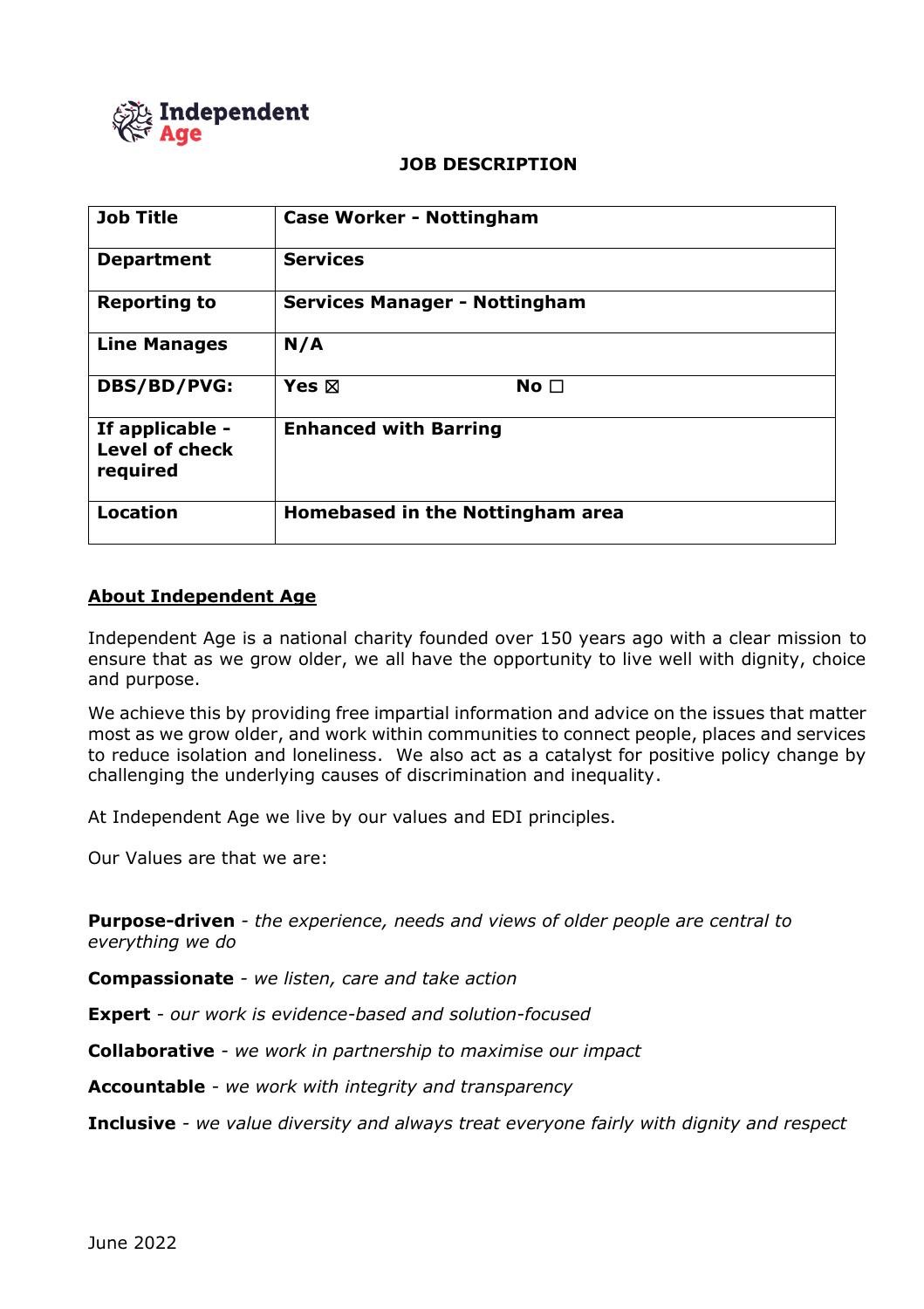# JOB DESCRIPTION

| **Job Title** | **Case Worker - Nottingham** |
|---|---|
| **Department** | **Services** |
| **Reporting to** | **Services Manager - Nottingham** |
| **Line Manages** | **N/A** |
| **DBS/BD/PVG:** | **Yes ☒ No ☐** |
| **If applicable - Level of check required** | **Enhanced with Barring** |
| **Location** | **Homebased in the Nottingham area** |

## About Independent Age

Independent Age is a national charity founded over 150 years ago with a clear mission to ensure that as we grow older, we all have the opportunity to live well with dignity, choice and purpose.

We achieve this by providing free impartial information and advice on the issues that matter most as we grow older, and work within communities to connect people, places and services to reduce isolation and loneliness. We also act as a catalyst for positive policy change by challenging the underlying causes of discrimination and inequality.

At Independent Age we live by our values and EDI principles.

Our Values are that we are:

**Purpose-driven** - *the experience, needs and views of older people are central to everything we do*

**Compassionate** - *we listen, care and take action*

**Expert** - *our work is evidence-based and solution-focused*

**Collaborative** - *we work in partnership to maximise our impact*

**Accountable** - *we work with integrity and transparency*

**Inclusive** - *we value diversity and always treat everyone fairly with dignity and respect*

June 2022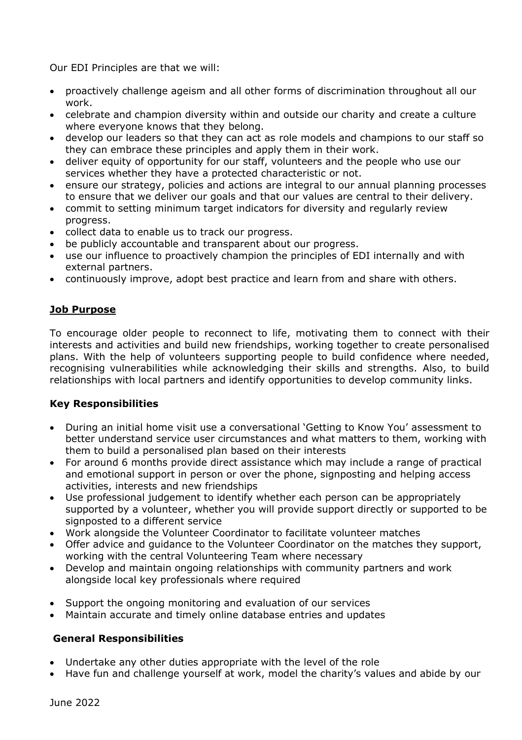Our EDI Principles are that we will:

- proactively challenge ageism and all other forms of discrimination throughout all our work.
- celebrate and champion diversity within and outside our charity and create a culture where everyone knows that they belong.
- develop our leaders so that they can act as role models and champions to our staff so they can embrace these principles and apply them in their work.
- deliver equity of opportunity for our staff, volunteers and the people who use our services whether they have a protected characteristic or not.
- ensure our strategy, policies and actions are integral to our annual planning processes to ensure that we deliver our goals and that our values are central to their delivery.
- commit to setting minimum target indicators for diversity and regularly review progress.
- collect data to enable us to track our progress.
- be publicly accountable and transparent about our progress.
- use our influence to proactively champion the principles of EDI internally and with external partners.
- continuously improve, adopt best practice and learn from and share with others.

## Job Purpose

To encourage older people to reconnect to life, motivating them to connect with their interests and activities and build new friendships, working together to create personalised plans. With the help of volunteers supporting people to build confidence where needed, recognising vulnerabilities while acknowledging their skills and strengths. Also, to build relationships with local partners and identify opportunities to develop community links.

### Key Responsibilities

- During an initial home visit use a conversational 'Getting to Know You' assessment to better understand service user circumstances and what matters to them, working with them to build a personalised plan based on their interests
- For around 6 months provide direct assistance which may include a range of practical and emotional support in person or over the phone, signposting and helping access activities, interests and new friendships
- Use professional judgement to identify whether each person can be appropriately supported by a volunteer, whether you will provide support directly or supported to be signposted to a different service
- Work alongside the Volunteer Coordinator to facilitate volunteer matches
- Offer advice and guidance to the Volunteer Coordinator on the matches they support, working with the central Volunteering Team where necessary
- Develop and maintain ongoing relationships with community partners and work alongside local key professionals where required
- Support the ongoing monitoring and evaluation of our services
- Maintain accurate and timely online database entries and updates

### General Responsibilities

- Undertake any other duties appropriate with the level of the role
- Have fun and challenge yourself at work, model the charity's values and abide by our

June 2022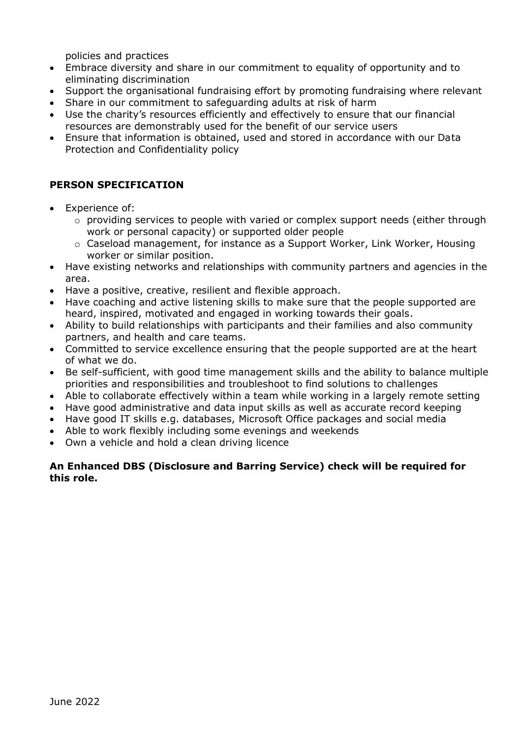policies and practices
- Embrace diversity and share in our commitment to equality of opportunity and to eliminating discrimination
- Support the organisational fundraising effort by promoting fundraising where relevant
- Share in our commitment to safeguarding adults at risk of harm
- Use the charity's resources efficiently and effectively to ensure that our financial resources are demonstrably used for the benefit of our service users
- Ensure that information is obtained, used and stored in accordance with our Data Protection and Confidentiality policy

**PERSON SPECIFICATION**

- Experience of:
  - providing services to people with varied or complex support needs (either through work or personal capacity) or supported older people
  - Caseload management, for instance as a Support Worker, Link Worker, Housing worker or similar position.
- Have existing networks and relationships with community partners and agencies in the area.
- Have a positive, creative, resilient and flexible approach.
- Have coaching and active listening skills to make sure that the people supported are heard, inspired, motivated and engaged in working towards their goals.
- Ability to build relationships with participants and their families and also community partners, and health and care teams.
- Committed to service excellence ensuring that the people supported are at the heart of what we do.
- Be self-sufficient, with good time management skills and the ability to balance multiple priorities and responsibilities and troubleshoot to find solutions to challenges
- Able to collaborate effectively within a team while working in a largely remote setting
- Have good administrative and data input skills as well as accurate record keeping
- Have good IT skills e.g. databases, Microsoft Office packages and social media
- Able to work flexibly including some evenings and weekends
- Own a vehicle and hold a clean driving licence

**An Enhanced DBS (Disclosure and Barring Service) check will be required for this role.**

June 2022